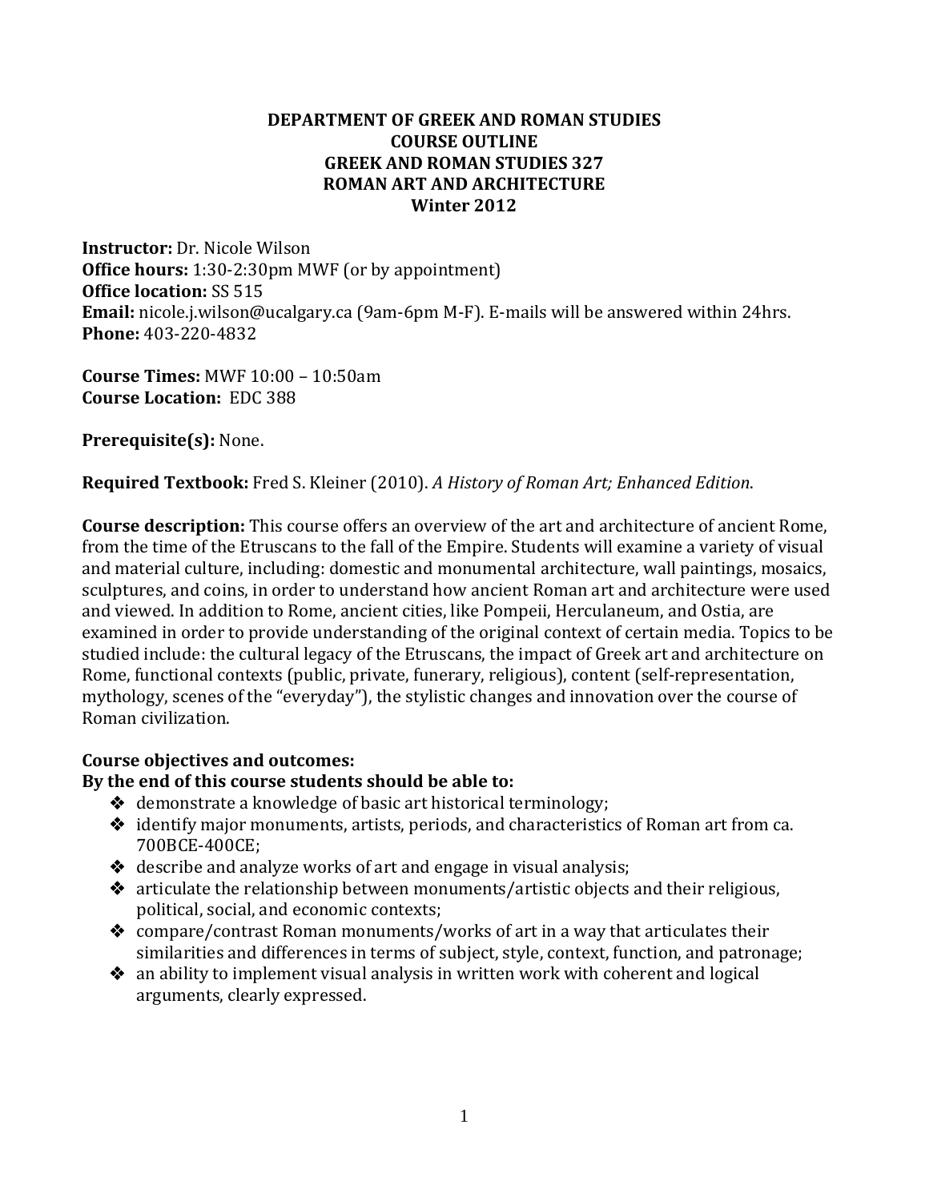# DEPARTMENT OF GREEK AND ROMAN STUDIES
# COURSE OUTLINE
# GREEK AND ROMAN STUDIES 327
# ROMAN ART AND ARCHITECTURE
# Winter 2012

**Instructor:** Dr. Nicole Wilson
**Office hours:** 1:30-2:30pm MWF (or by appointment)
**Office location:** SS 515
**Email:** nicole.j.wilson@ucalgary.ca (9am-6pm M-F). E-mails will be answered within 24hrs.
**Phone:** 403-220-4832

**Course Times:** MWF 10:00 – 10:50am
**Course Location:** EDC 388

**Prerequisite(s):** None.

**Required Textbook:** Fred S. Kleiner (2010). *A History of Roman Art; Enhanced Edition*.

**Course description:** This course offers an overview of the art and architecture of ancient Rome, from the time of the Etruscans to the fall of the Empire. Students will examine a variety of visual and material culture, including: domestic and monumental architecture, wall paintings, mosaics, sculptures, and coins, in order to understand how ancient Roman art and architecture were used and viewed. In addition to Rome, ancient cities, like Pompeii, Herculaneum, and Ostia, are examined in order to provide understanding of the original context of certain media. Topics to be studied include: the cultural legacy of the Etruscans, the impact of Greek art and architecture on Rome, functional contexts (public, private, funerary, religious), content (self-representation, mythology, scenes of the "everyday"), the stylistic changes and innovation over the course of Roman civilization.

**Course objectives and outcomes:**
**By the end of this course students should be able to:**

- demonstrate a knowledge of basic art historical terminology;
- identify major monuments, artists, periods, and characteristics of Roman art from ca. 700BCE-400CE;
- describe and analyze works of art and engage in visual analysis;
- articulate the relationship between monuments/artistic objects and their religious, political, social, and economic contexts;
- compare/contrast Roman monuments/works of art in a way that articulates their similarities and differences in terms of subject, style, context, function, and patronage;
- an ability to implement visual analysis in written work with coherent and logical arguments, clearly expressed.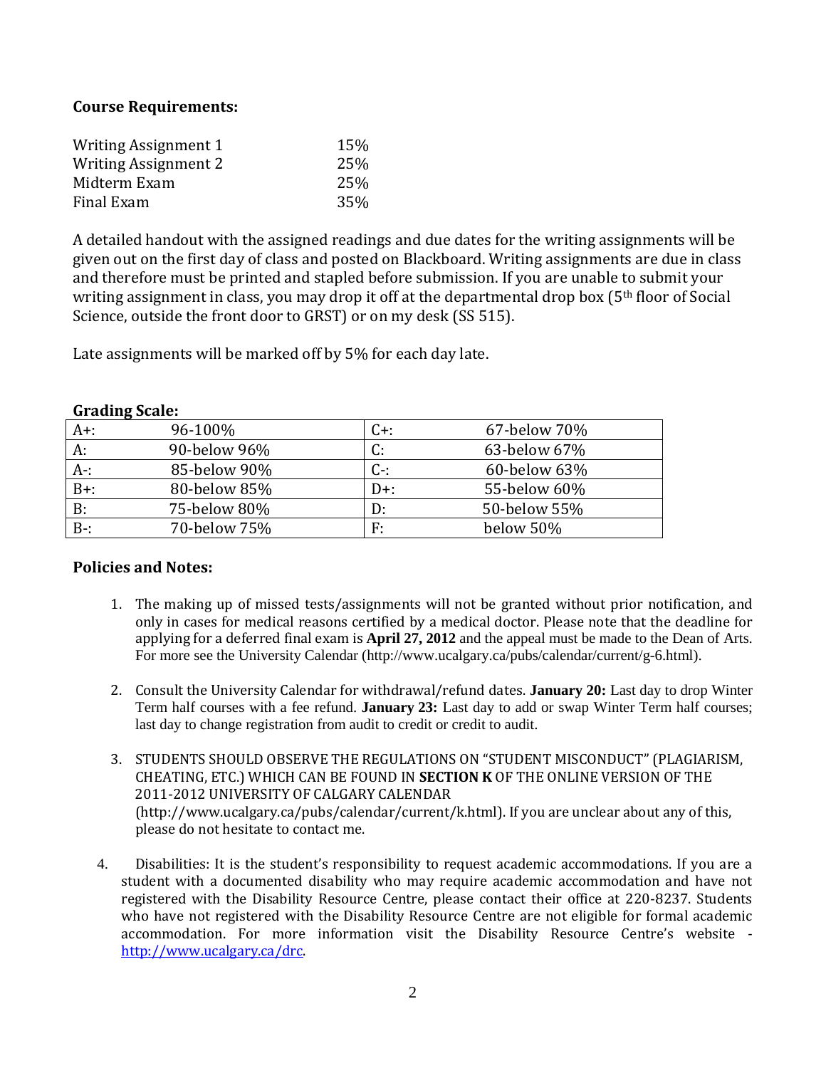**Course Requirements:**

| | |
|---|---|
| Writing Assignment 1 | 15% |
| Writing Assignment 2 | 25% |
| Midterm Exam | 25% |
| Final Exam | 35% |

A detailed handout with the assigned readings and due dates for the writing assignments will be given out on the first day of class and posted on Blackboard. Writing assignments are due in class and therefore must be printed and stapled before submission. If you are unable to submit your writing assignment in class, you may drop it off at the departmental drop box (5th floor of Social Science, outside the front door to GRST) or on my desk (SS 515).

Late assignments will be marked off by 5% for each day late.

**Grading Scale:**

| | | | |
|---|---|---|---|
| A+: | 96-100% | C+: | 67-below 70% |
| A: | 90-below 96% | C: | 63-below 67% |
| A-: | 85-below 90% | C-: | 60-below 63% |
| B+: | 80-below 85% | D+: | 55-below 60% |
| B: | 75-below 80% | D: | 50-below 55% |
| B-: | 70-below 75% | F: | below 50% |

**Policies and Notes:**

1. The making up of missed tests/assignments will not be granted without prior notification, and only in cases for medical reasons certified by a medical doctor. Please note that the deadline for applying for a deferred final exam is **April 27, 2012** and the appeal must be made to the Dean of Arts. For more see the University Calendar (http://www.ucalgary.ca/pubs/calendar/current/g-6.html).

2. Consult the University Calendar for withdrawal/refund dates. **January 20:** Last day to drop Winter Term half courses with a fee refund. **January 23:** Last day to add or swap Winter Term half courses; last day to change registration from audit to credit or credit to audit.

3. STUDENTS SHOULD OBSERVE THE REGULATIONS ON "STUDENT MISCONDUCT" (PLAGIARISM, CHEATING, ETC.) WHICH CAN BE FOUND IN **SECTION K** OF THE ONLINE VERSION OF THE 2011-2012 UNIVERSITY OF CALGARY CALENDAR (http://www.ucalgary.ca/pubs/calendar/current/k.html). If you are unclear about any of this, please do not hesitate to contact me.

4. Disabilities: It is the student's responsibility to request academic accommodations. If you are a student with a documented disability who may require academic accommodation and have not registered with the Disability Resource Centre, please contact their office at 220-8237. Students who have not registered with the Disability Resource Centre are not eligible for formal academic accommodation. For more information visit the Disability Resource Centre's website - http://www.ucalgary.ca/drc.